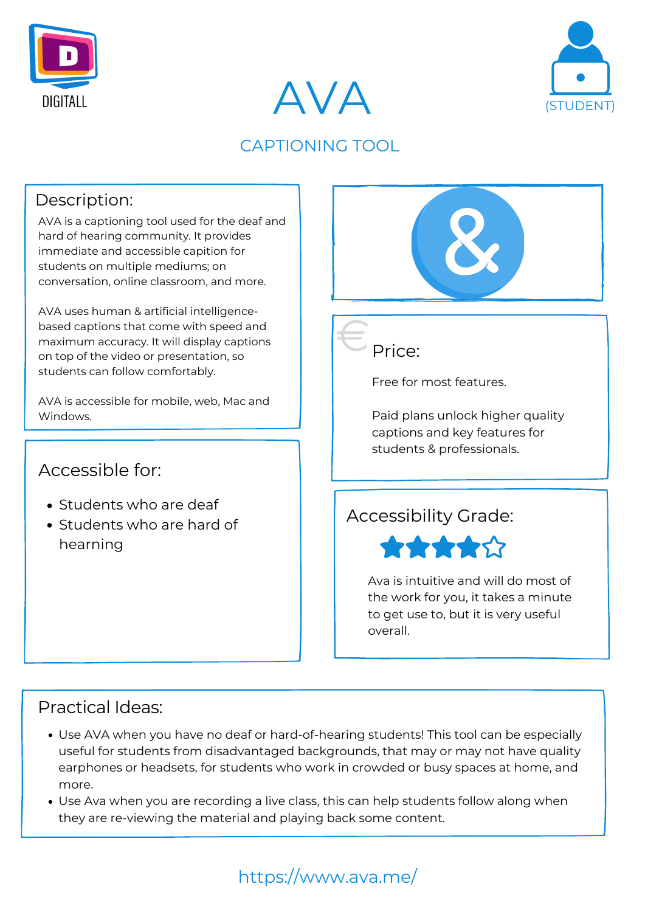DIGITALL

# AVA

(STUDENT)

## CAPTIONING TOOL

### Description:

AVA is a captioning tool used for the deaf and hard of hearing community. It provides immediate and accessible capition for students on multiple mediums; on conversation, online classroom, and more.

AVA uses human & artificial intelligence-based captions that come with speed and maximum accuracy. It will display captions on top of the video or presentation, so students can follow comfortably.

AVA is accessible for mobile, web, Mac and Windows.

### Accessible for:

- Students who are deaf
- Students who are hard of hearning

### Price:

Free for most features.

Paid plans unlock higher quality captions and key features for students & professionals.

### Accessibility Grade:

★★★★☆

Ava is intuitive and will do most of the work for you, it takes a minute to get use to, but it is very useful overall.

### Practical Ideas:

- Use AVA when you have no deaf or hard-of-hearing students! This tool can be especially useful for students from disadvantaged backgrounds, that may or may not have quality earphones or headsets, for students who work in crowded or busy spaces at home, and more.
- Use Ava when you are recording a live class, this can help students follow along when they are re-viewing the material and playing back some content.

https://www.ava.me/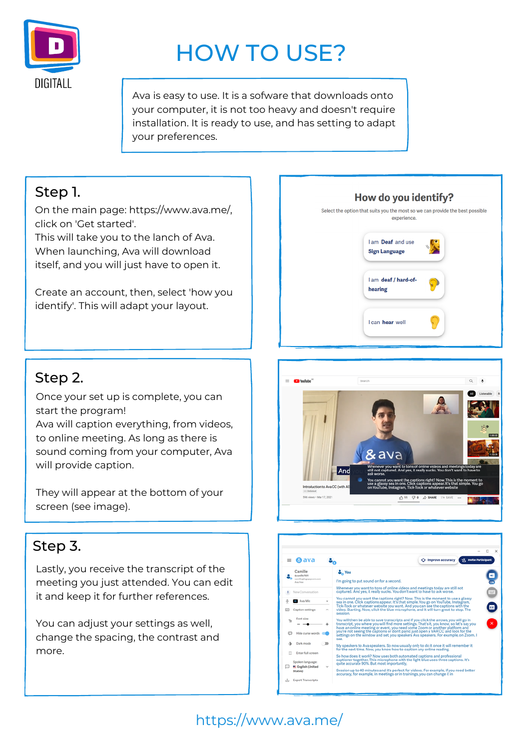DIGITALL

# HOW TO USE?

Ava is easy to use. It is a sofware that downloads onto your computer, it is not too heavy and doesn't require installation. It is ready to use, and has setting to adapt your preferences.

## Step 1.

On the main page: https://www.ava.me/, click on 'Get started'.
This will take you to the lanch of Ava. When launching, Ava will download itself, and you will just have to open it.

Create an account, then, select 'how you identify'. This will adapt your layout.

How do you identify?

Select the option that suits you the most so we can provide the best possible experience.

I am Deaf and use Sign Language

I am deaf / hard-of-hearing

I can hear well

## Step 2.

Once your set up is complete, you can start the program!
Ava will caption everything, from videos, to online meeting. As long as there is sound coming from your computer, Ava will provide caption.

They will appear at the bottom of your screen (see image).

## Step 3.

Lastly, you receive the transcript of the meeting you just attended. You can edit it and keep it for further references.

You can adjust your settings as well, change the spacing, the contrast and more.

https://www.ava.me/